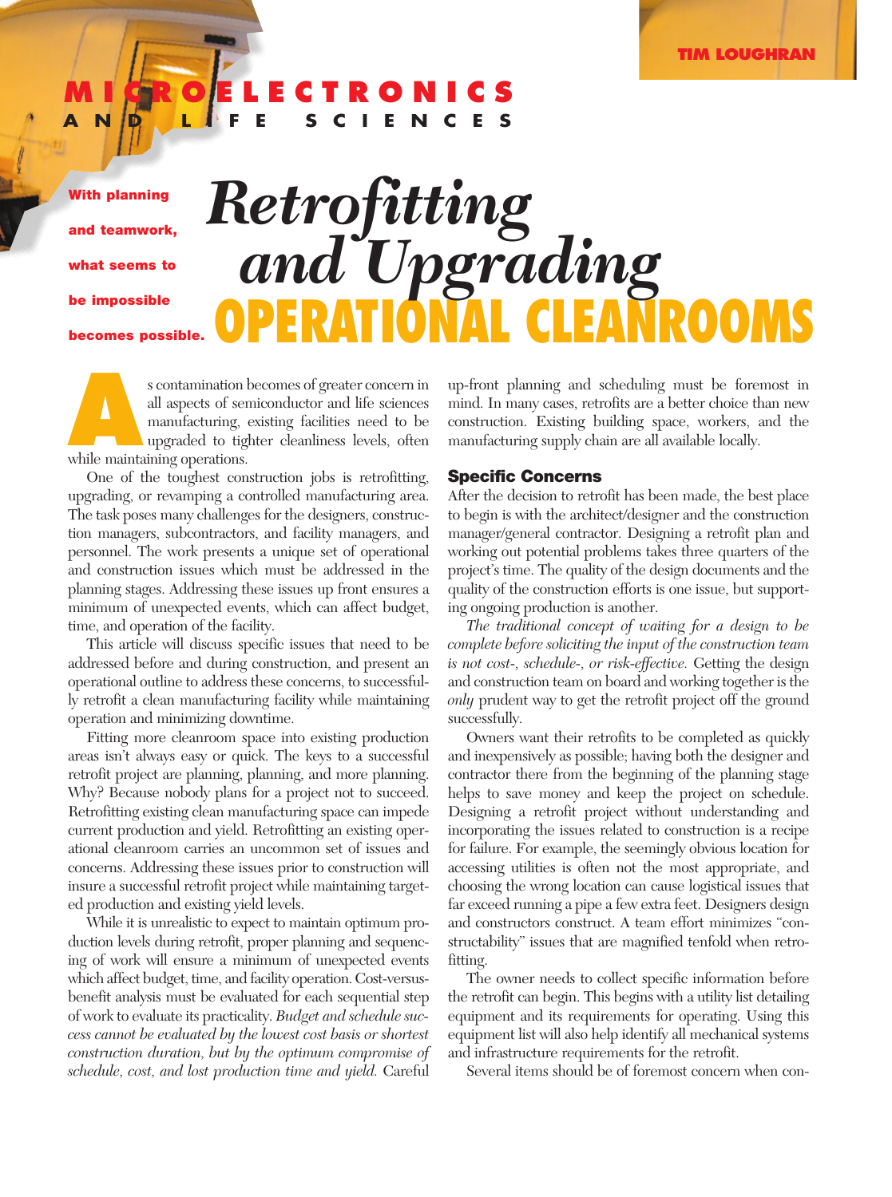MICROELECTRONICS AND LIFE SCIENCES

TIM LOUGHRAN

# Retrofitting and Upgrading OPERATIONAL CLEANROOMS

**With planning and teamwork, what seems to be impossible becomes possible.**

As contamination becomes of greater concern in all aspects of semiconductor and life sciences manufacturing, existing facilities need to be upgraded to tighter cleanliness levels, often while maintaining operations.

One of the toughest construction jobs is retrofitting, upgrading, or revamping a controlled manufacturing area. The task poses many challenges for the designers, construction managers, subcontractors, and facility managers, and personnel. The work presents a unique set of operational and construction issues which must be addressed in the planning stages. Addressing these issues up front ensures a minimum of unexpected events, which can affect budget, time, and operation of the facility.

This article will discuss specific issues that need to be addressed before and during construction, and present an operational outline to address these concerns, to successfully retrofit a clean manufacturing facility while maintaining operation and minimizing downtime.

Fitting more cleanroom space into existing production areas isn't always easy or quick. The keys to a successful retrofit project are planning, planning, and more planning. Why? Because nobody plans for a project not to succeed. Retrofitting existing clean manufacturing space can impede current production and yield. Retrofitting an existing operational cleanroom carries an uncommon set of issues and concerns. Addressing these issues prior to construction will insure a successful retrofit project while maintaining targeted production and existing yield levels.

While it is unrealistic to expect to maintain optimum production levels during retrofit, proper planning and sequencing of work will ensure a minimum of unexpected events which affect budget, time, and facility operation. Cost-versus-benefit analysis must be evaluated for each sequential step of work to evaluate its practicality. *Budget and schedule success cannot be evaluated by the lowest cost basis or shortest construction duration, but by the optimum compromise of schedule, cost, and lost production time and yield.* Careful up-front planning and scheduling must be foremost in mind. In many cases, retrofits are a better choice than new construction. Existing building space, workers, and the manufacturing supply chain are all available locally.

## Specific Concerns

After the decision to retrofit has been made, the best place to begin is with the architect/designer and the construction manager/general contractor. Designing a retrofit plan and working out potential problems takes three quarters of the project's time. The quality of the design documents and the quality of the construction efforts is one issue, but supporting ongoing production is another.

*The traditional concept of waiting for a design to be complete before soliciting the input of the construction team is not cost-, schedule-, or risk-effective.* Getting the design and construction team on board and working together is the *only* prudent way to get the retrofit project off the ground successfully.

Owners want their retrofits to be completed as quickly and inexpensively as possible; having both the designer and contractor there from the beginning of the planning stage helps to save money and keep the project on schedule. Designing a retrofit project without understanding and incorporating the issues related to construction is a recipe for failure. For example, the seemingly obvious location for accessing utilities is often not the most appropriate, and choosing the wrong location can cause logistical issues that far exceed running a pipe a few extra feet. Designers design and constructors construct. A team effort minimizes "constructability" issues that are magnified tenfold when retrofitting.

The owner needs to collect specific information before the retrofit can begin. This begins with a utility list detailing equipment and its requirements for operating. Using this equipment list will also help identify all mechanical systems and infrastructure requirements for the retrofit.

Several items should be of foremost concern when con-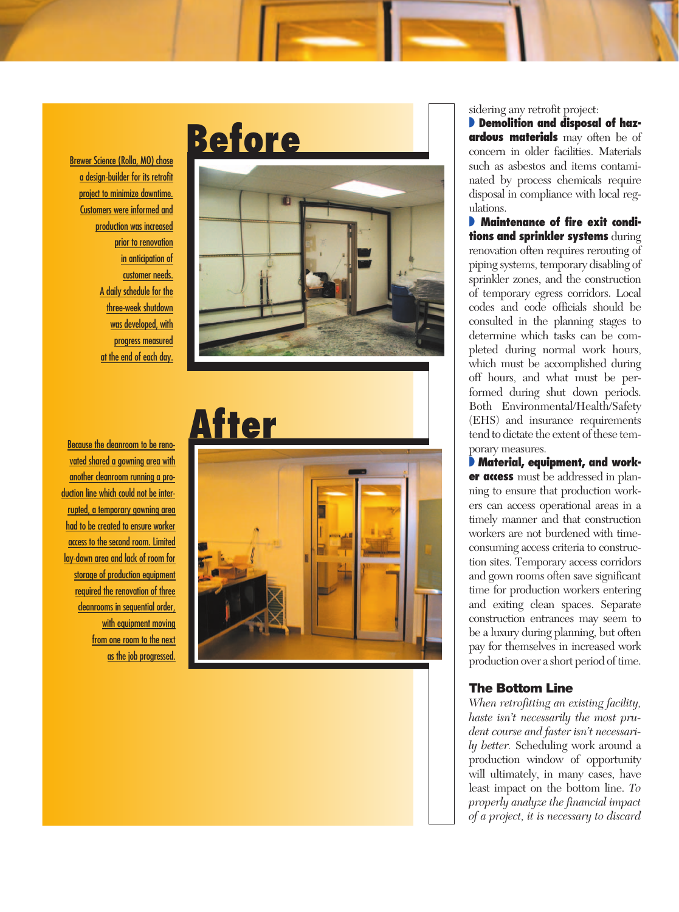## Before

Brewer Science (Rolla, MO) chose a design-builder for its retrofit project to minimize downtime. Customers were informed and production was increased prior to renovation in anticipation of customer needs. A daily schedule for the three-week shutdown was developed, with progress measured at the end of each day.

## After

Because the cleanroom to be renovated shared a gowning area with another cleanroom running a production line which could not be interrupted, a temporary gowning area had to be created to ensure worker access to the second room. Limited lay-down area and lack of room for storage of production equipment required the renovation of three cleanrooms in sequential order, with equipment moving from one room to the next as the job progressed.

sidering any retrofit project:

- **Demolition and disposal of hazardous materials** may often be of concern in older facilities. Materials such as asbestos and items contaminated by process chemicals require disposal in compliance with local regulations.
- **Maintenance of fire exit conditions and sprinkler systems** during renovation often requires rerouting of piping systems, temporary disabling of sprinkler zones, and the construction of temporary egress corridors. Local codes and code officials should be consulted in the planning stages to determine which tasks can be completed during normal work hours, which must be accomplished during off hours, and what must be performed during shut down periods. Both Environmental/Health/Safety (EHS) and insurance requirements tend to dictate the extent of these temporary measures.
- **Material, equipment, and worker access** must be addressed in planning to ensure that production workers can access operational areas in a timely manner and that construction workers are not burdened with time-consuming access criteria to construction sites. Temporary access corridors and gown rooms often save significant time for production workers entering and exiting clean spaces. Separate construction entrances may seem to be a luxury during planning, but often pay for themselves in increased work production over a short period of time.

### The Bottom Line

*When retrofitting an existing facility, haste isn't necessarily the most prudent course and faster isn't necessarily better.* Scheduling work around a production window of opportunity will ultimately, in many cases, have least impact on the bottom line. *To properly analyze the financial impact of a project, it is necessary to discard*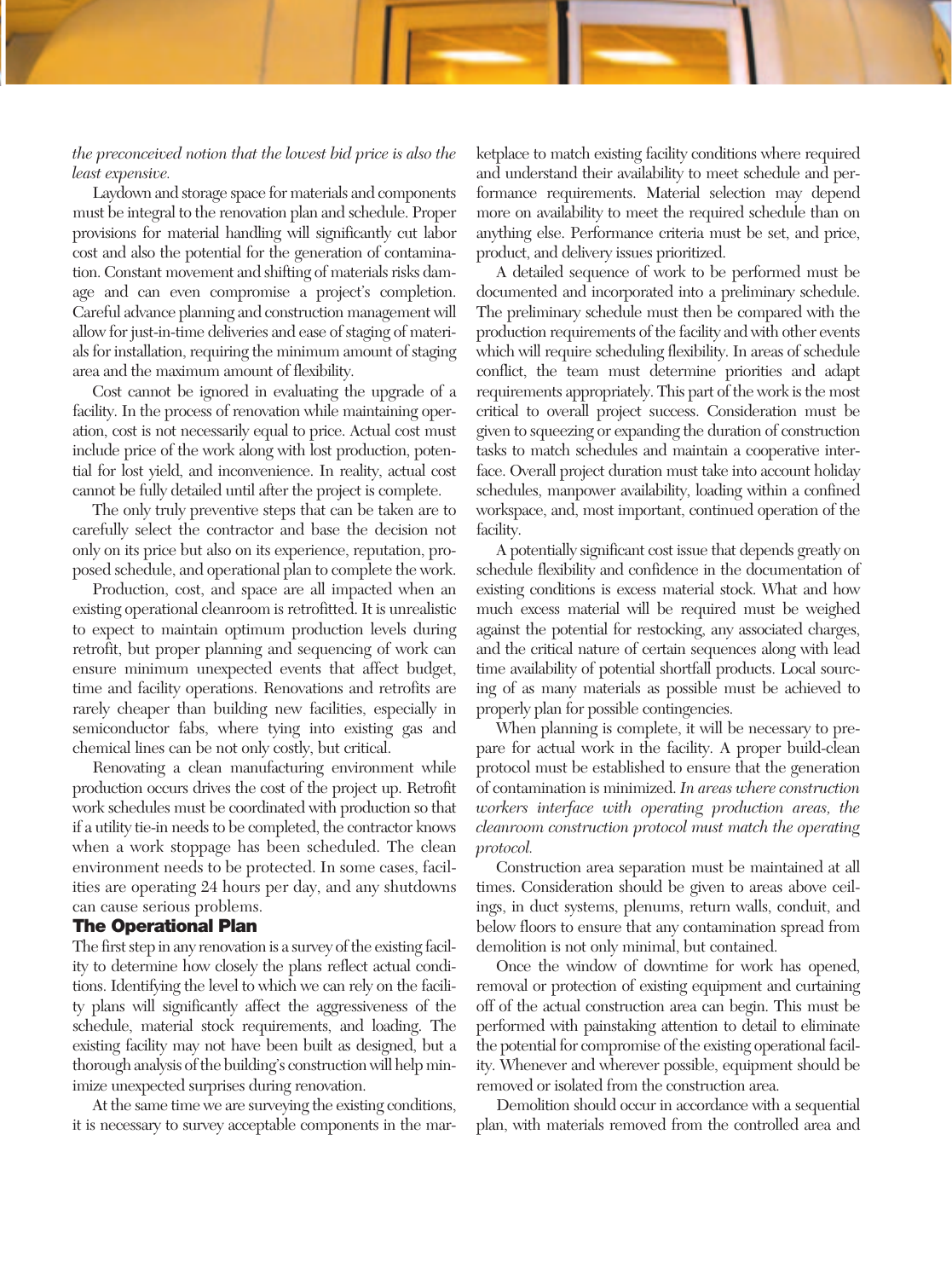*the preconceived notion that the lowest bid price is also the least expensive.*

Laydown and storage space for materials and components must be integral to the renovation plan and schedule. Proper provisions for material handling will significantly cut labor cost and also the potential for the generation of contamination. Constant movement and shifting of materials risks damage and can even compromise a project's completion. Careful advance planning and construction management will allow for just-in-time deliveries and ease of staging of materials for installation, requiring the minimum amount of staging area and the maximum amount of flexibility.

Cost cannot be ignored in evaluating the upgrade of a facility. In the process of renovation while maintaining operation, cost is not necessarily equal to price. Actual cost must include price of the work along with lost production, potential for lost yield, and inconvenience. In reality, actual cost cannot be fully detailed until after the project is complete.

The only truly preventive steps that can be taken are to carefully select the contractor and base the decision not only on its price but also on its experience, reputation, proposed schedule, and operational plan to complete the work.

Production, cost, and space are all impacted when an existing operational cleanroom is retrofitted. It is unrealistic to expect to maintain optimum production levels during retrofit, but proper planning and sequencing of work can ensure minimum unexpected events that affect budget, time and facility operations. Renovations and retrofits are rarely cheaper than building new facilities, especially in semiconductor fabs, where tying into existing gas and chemical lines can be not only costly, but critical.

Renovating a clean manufacturing environment while production occurs drives the cost of the project up. Retrofit work schedules must be coordinated with production so that if a utility tie-in needs to be completed, the contractor knows when a work stoppage has been scheduled. The clean environment needs to be protected. In some cases, facilities are operating 24 hours per day, and any shutdowns can cause serious problems.

## The Operational Plan

The first step in any renovation is a survey of the existing facility to determine how closely the plans reflect actual conditions. Identifying the level to which we can rely on the facility plans will significantly affect the aggressiveness of the schedule, material stock requirements, and loading. The existing facility may not have been built as designed, but a thorough analysis of the building's construction will help minimize unexpected surprises during renovation.

At the same time we are surveying the existing conditions, it is necessary to survey acceptable components in the marketplace to match existing facility conditions where required and understand their availability to meet schedule and performance requirements. Material selection may depend more on availability to meet the required schedule than on anything else. Performance criteria must be set, and price, product, and delivery issues prioritized.

A detailed sequence of work to be performed must be documented and incorporated into a preliminary schedule. The preliminary schedule must then be compared with the production requirements of the facility and with other events which will require scheduling flexibility. In areas of schedule conflict, the team must determine priorities and adapt requirements appropriately. This part of the work is the most critical to overall project success. Consideration must be given to squeezing or expanding the duration of construction tasks to match schedules and maintain a cooperative interface. Overall project duration must take into account holiday schedules, manpower availability, loading within a confined workspace, and, most important, continued operation of the facility.

A potentially significant cost issue that depends greatly on schedule flexibility and confidence in the documentation of existing conditions is excess material stock. What and how much excess material will be required must be weighed against the potential for restocking, any associated charges, and the critical nature of certain sequences along with lead time availability of potential shortfall products. Local sourcing of as many materials as possible must be achieved to properly plan for possible contingencies.

When planning is complete, it will be necessary to prepare for actual work in the facility. A proper build-clean protocol must be established to ensure that the generation of contamination is minimized. *In areas where construction workers interface with operating production areas, the cleanroom construction protocol must match the operating protocol.*

Construction area separation must be maintained at all times. Consideration should be given to areas above ceilings, in duct systems, plenums, return walls, conduit, and below floors to ensure that any contamination spread from demolition is not only minimal, but contained.

Once the window of downtime for work has opened, removal or protection of existing equipment and curtaining off of the actual construction area can begin. This must be performed with painstaking attention to detail to eliminate the potential for compromise of the existing operational facility. Whenever and wherever possible, equipment should be removed or isolated from the construction area.

Demolition should occur in accordance with a sequential plan, with materials removed from the controlled area and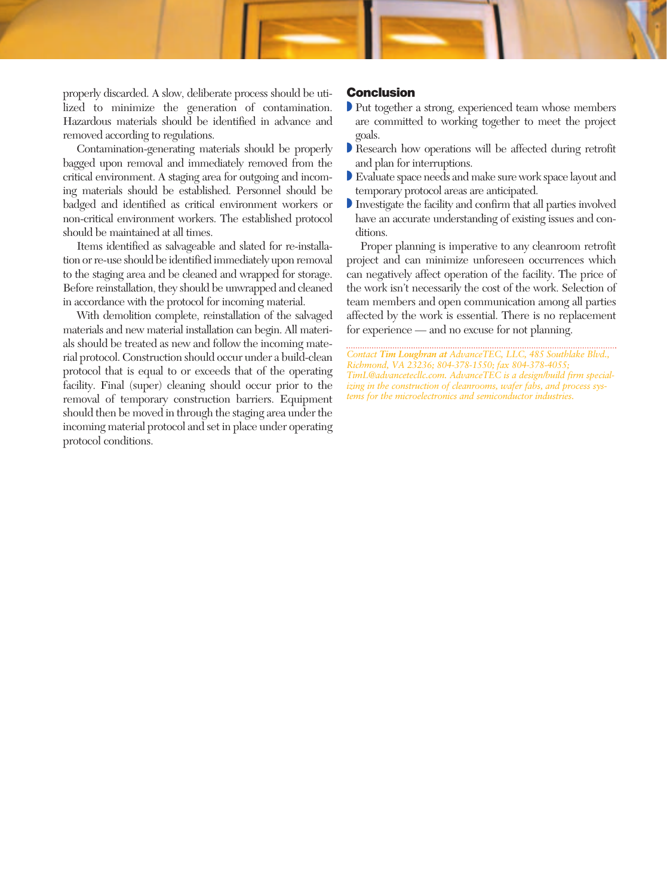properly discarded. A slow, deliberate process should be utilized to minimize the generation of contamination. Hazardous materials should be identified in advance and removed according to regulations.

Contamination-generating materials should be properly bagged upon removal and immediately removed from the critical environment. A staging area for outgoing and incoming materials should be established. Personnel should be badged and identified as critical environment workers or non-critical environment workers. The established protocol should be maintained at all times.

Items identified as salvageable and slated for re-installation or re-use should be identified immediately upon removal to the staging area and be cleaned and wrapped for storage. Before reinstallation, they should be unwrapped and cleaned in accordance with the protocol for incoming material.

With demolition complete, reinstallation of the salvaged materials and new material installation can begin. All materials should be treated as new and follow the incoming material protocol. Construction should occur under a build-clean protocol that is equal to or exceeds that of the operating facility. Final (super) cleaning should occur prior to the removal of temporary construction barriers. Equipment should then be moved in through the staging area under the incoming material protocol and set in place under operating protocol conditions.

## Conclusion

- Put together a strong, experienced team whose members are committed to working together to meet the project goals.
- Research how operations will be affected during retrofit and plan for interruptions.
- Evaluate space needs and make sure work space layout and temporary protocol areas are anticipated.
- Investigate the facility and confirm that all parties involved have an accurate understanding of existing issues and conditions.

Proper planning is imperative to any cleanroom retrofit project and can minimize unforeseen occurrences which can negatively affect operation of the facility. The price of the work isn't necessarily the cost of the work. Selection of team members and open communication among all parties affected by the work is essential. There is no replacement for experience — and no excuse for not planning.

*Contact **Tim Loughran** at AdvanceTEC, LLC, 485 Southlake Blvd., Richmond, VA 23236; 804-378-1550; fax 804-378-4055; TimL@advanceteclc.com. AdvanceTEC is a design/build firm specializing in the construction of cleanrooms, wafer fabs, and process systems for the microelectronics and semiconductor industries.*